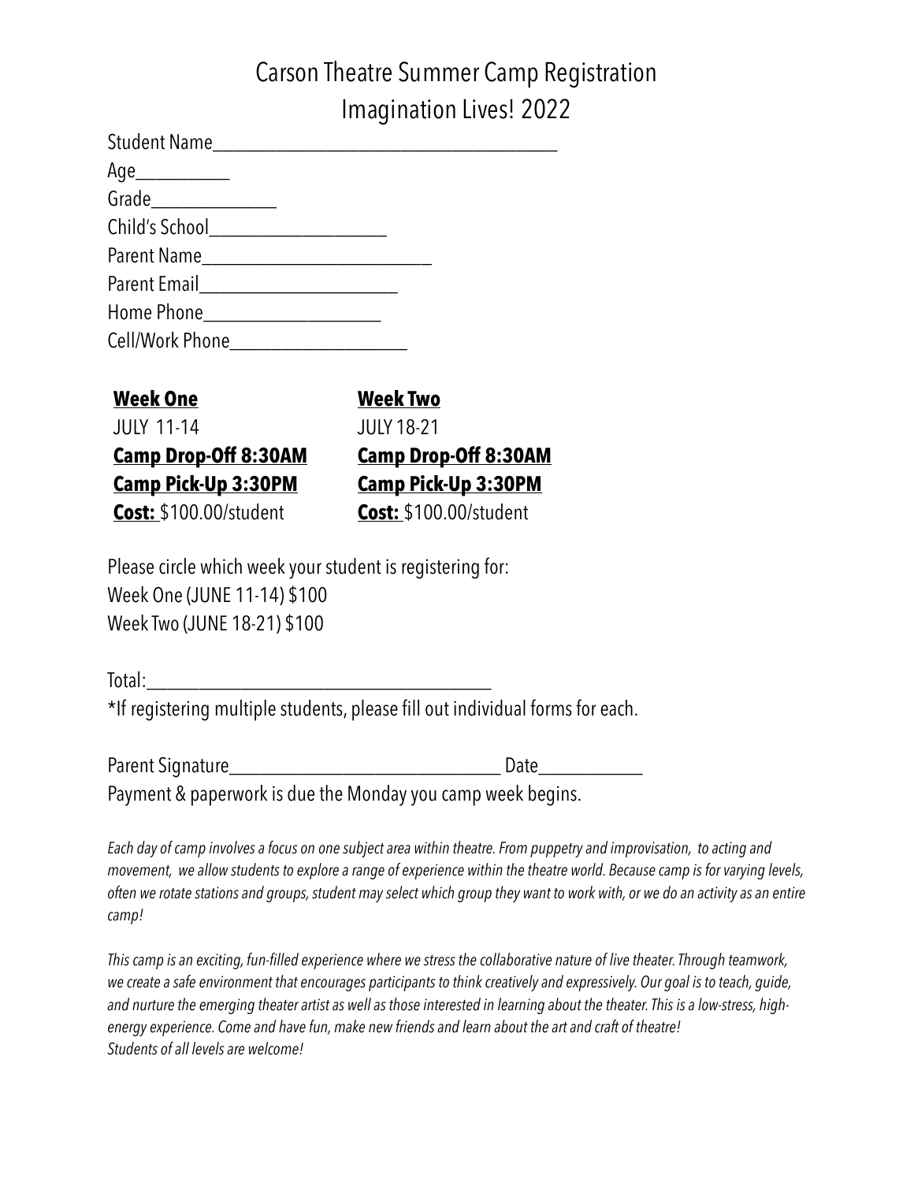# Carson Theatre Summer Camp Registration
# Imagination Lives! 2022

Student Name______________________________________

Age__________

Grade______________

Child's School___________________

Parent Name_________________________

Parent Email_____________________

Home Phone___________________

Cell/Work Phone___________________

| **Week One** | **Week Two** |
|---|---|
| JULY 11-14 | JULY 18-21 |
| **Camp Drop-Off 8:30AM** | **Camp Drop-Off 8:30AM** |
| **Camp Pick-Up 3:30PM** | **Camp Pick-Up 3:30PM** |
| **Cost:** $100.00/student | **Cost:** $100.00/student |

Please circle which week your student is registering for:

Week One (JUNE 11-14) $100

Week Two (JUNE 18-21) $100

Total:______________________________________

*If registering multiple students, please fill out individual forms for each.

Parent Signature______________________________ Date___________

Payment & paperwork is due the Monday you camp week begins.

*Each day of camp involves a focus on one subject area within theatre. From puppetry and improvisation, to acting and movement, we allow students to explore a range of experience within the theatre world. Because camp is for varying levels, often we rotate stations and groups, student may select which group they want to work with, or we do an activity as an entire camp!*

*This camp is an exciting, fun-filled experience where we stress the collaborative nature of live theater. Through teamwork, we create a safe environment that encourages participants to think creatively and expressively. Our goal is to teach, guide, and nurture the emerging theater artist as well as those interested in learning about the theater. This is a low-stress, high-energy experience. Come and have fun, make new friends and learn about the art and craft of theatre!*
*Students of all levels are welcome!*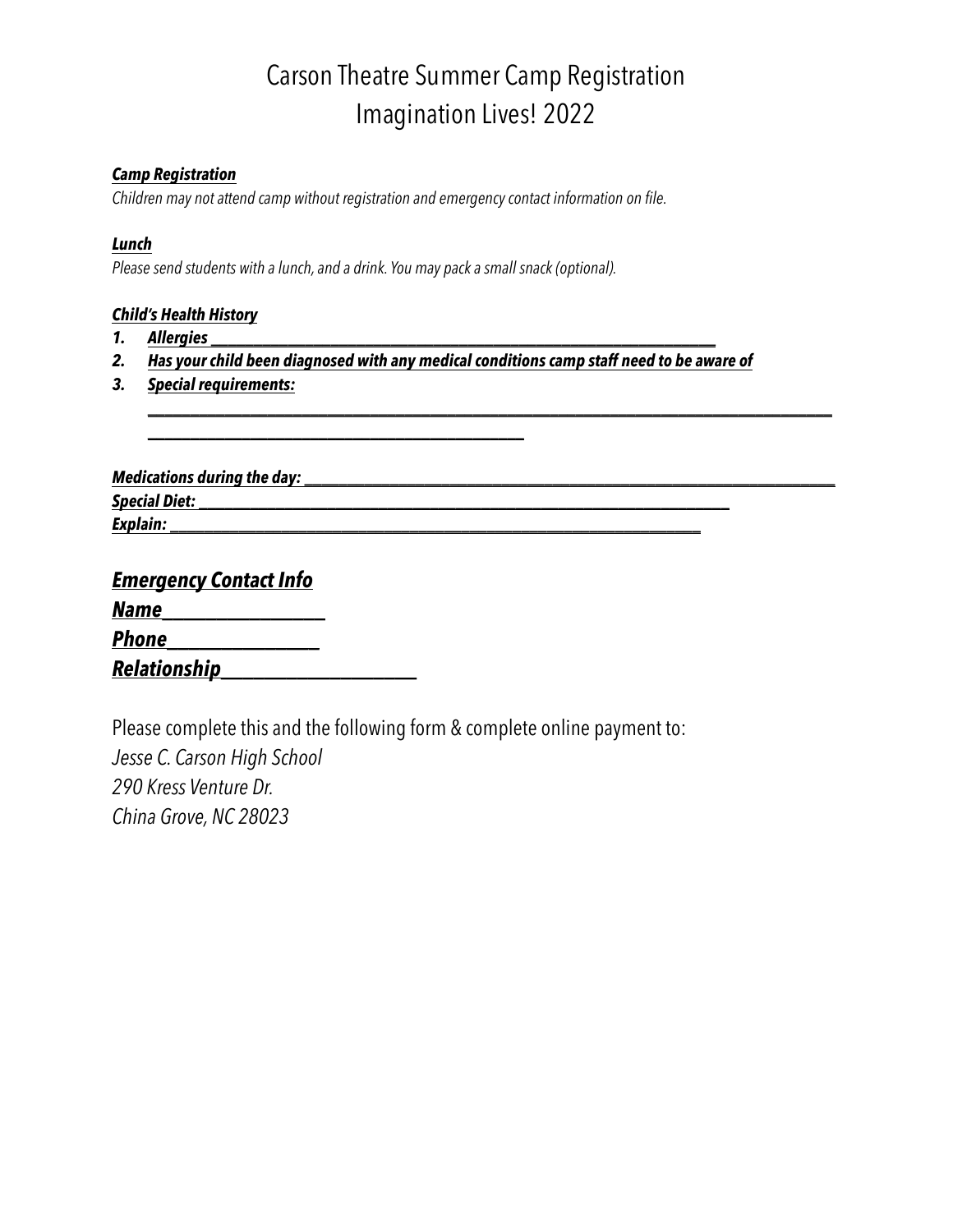# Carson Theatre Summer Camp Registration
# Imagination Lives! 2022

***Camp Registration***

*Children may not attend camp without registration and emergency contact information on file.*

***Lunch***

*Please send students with a lunch, and a drink. You may pack a small snack (optional).*

***Child's Health History***

1. ***Allergies ___________________________________________________________***
2. ***Has your child been diagnosed with any medical conditions camp staff need to be aware of***
3. ***Special requirements:***
   ***________________________________________________________________________________***
   ***________________________________________***

***Medications during the day: ________________________________________________________***
***Special Diet: _______________________________________________________________***
***Explain: _______________________________________________________________***

## ***Emergency Contact Info***

***Name________________***
***Phone_______________***
***Relationship___________________***

Please complete this and the following form & complete online payment to:
*Jesse C. Carson High School*
*290 Kress Venture Dr.*
*China Grove, NC 28023*